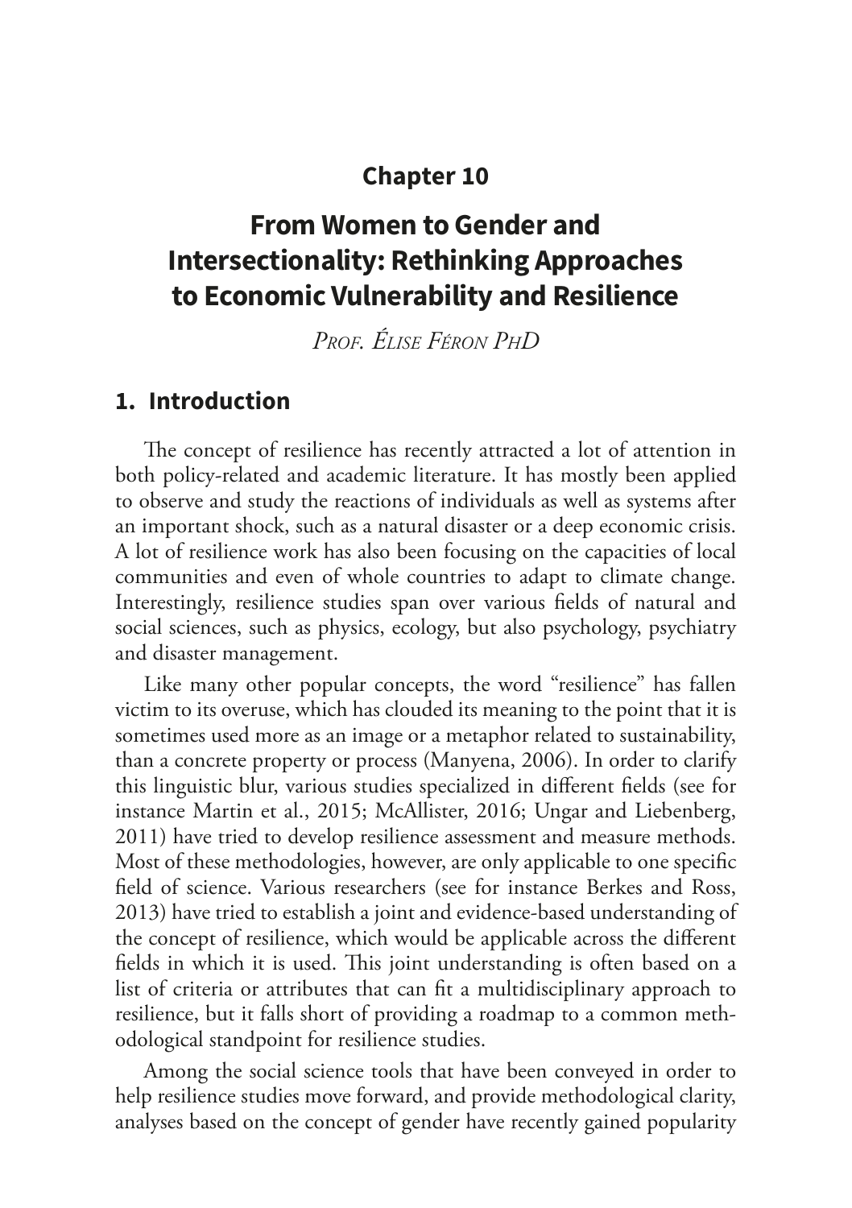## Chapter 10

# From Women to Gender and Intersectionality: Rethinking Approaches to Economic Vulnerability and Resilience

*Prof. Élise Féron PhD*

## 1. Introduction

The concept of resilience has recently attracted a lot of attention in both policy-related and academic literature. It has mostly been applied to observe and study the reactions of individuals as well as systems after an important shock, such as a natural disaster or a deep economic crisis. A lot of resilience work has also been focusing on the capacities of local communities and even of whole countries to adapt to climate change. Interestingly, resilience studies span over various fields of natural and social sciences, such as physics, ecology, but also psychology, psychiatry and disaster management.

Like many other popular concepts, the word "resilience" has fallen victim to its overuse, which has clouded its meaning to the point that it is sometimes used more as an image or a metaphor related to sustainability, than a concrete property or process (Manyena, 2006). In order to clarify this linguistic blur, various studies specialized in different fields (see for instance Martin et al., 2015; McAllister, 2016; Ungar and Liebenberg, 2011) have tried to develop resilience assessment and measure methods. Most of these methodologies, however, are only applicable to one specific field of science. Various researchers (see for instance Berkes and Ross, 2013) have tried to establish a joint and evidence-based understanding of the concept of resilience, which would be applicable across the different fields in which it is used. This joint understanding is often based on a list of criteria or attributes that can fit a multidisciplinary approach to resilience, but it falls short of providing a roadmap to a common methodological standpoint for resilience studies.

Among the social science tools that have been conveyed in order to help resilience studies move forward, and provide methodological clarity, analyses based on the concept of gender have recently gained popularity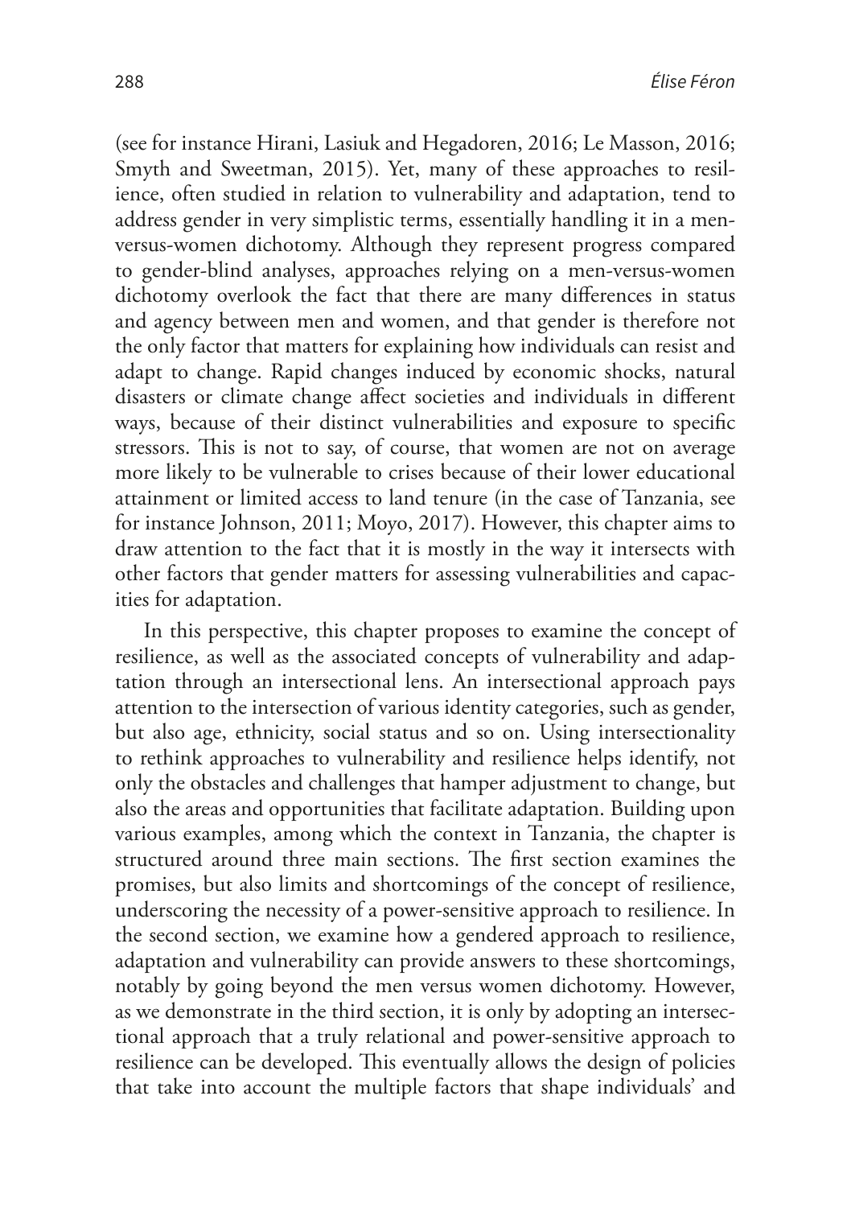(see for instance Hirani, Lasiuk and Hegadoren, 2016; Le Masson, 2016; Smyth and Sweetman, 2015). Yet, many of these approaches to resilience, often studied in relation to vulnerability and adaptation, tend to address gender in very simplistic terms, essentially handling it in a men-versus-women dichotomy. Although they represent progress compared to gender-blind analyses, approaches relying on a men-versus-women dichotomy overlook the fact that there are many differences in status and agency between men and women, and that gender is therefore not the only factor that matters for explaining how individuals can resist and adapt to change. Rapid changes induced by economic shocks, natural disasters or climate change affect societies and individuals in different ways, because of their distinct vulnerabilities and exposure to specific stressors. This is not to say, of course, that women are not on average more likely to be vulnerable to crises because of their lower educational attainment or limited access to land tenure (in the case of Tanzania, see for instance Johnson, 2011; Moyo, 2017). However, this chapter aims to draw attention to the fact that it is mostly in the way it intersects with other factors that gender matters for assessing vulnerabilities and capacities for adaptation.

In this perspective, this chapter proposes to examine the concept of resilience, as well as the associated concepts of vulnerability and adaptation through an intersectional lens. An intersectional approach pays attention to the intersection of various identity categories, such as gender, but also age, ethnicity, social status and so on. Using intersectionality to rethink approaches to vulnerability and resilience helps identify, not only the obstacles and challenges that hamper adjustment to change, but also the areas and opportunities that facilitate adaptation. Building upon various examples, among which the context in Tanzania, the chapter is structured around three main sections. The first section examines the promises, but also limits and shortcomings of the concept of resilience, underscoring the necessity of a power-sensitive approach to resilience. In the second section, we examine how a gendered approach to resilience, adaptation and vulnerability can provide answers to these shortcomings, notably by going beyond the men versus women dichotomy. However, as we demonstrate in the third section, it is only by adopting an intersectional approach that a truly relational and power-sensitive approach to resilience can be developed. This eventually allows the design of policies that take into account the multiple factors that shape individuals' and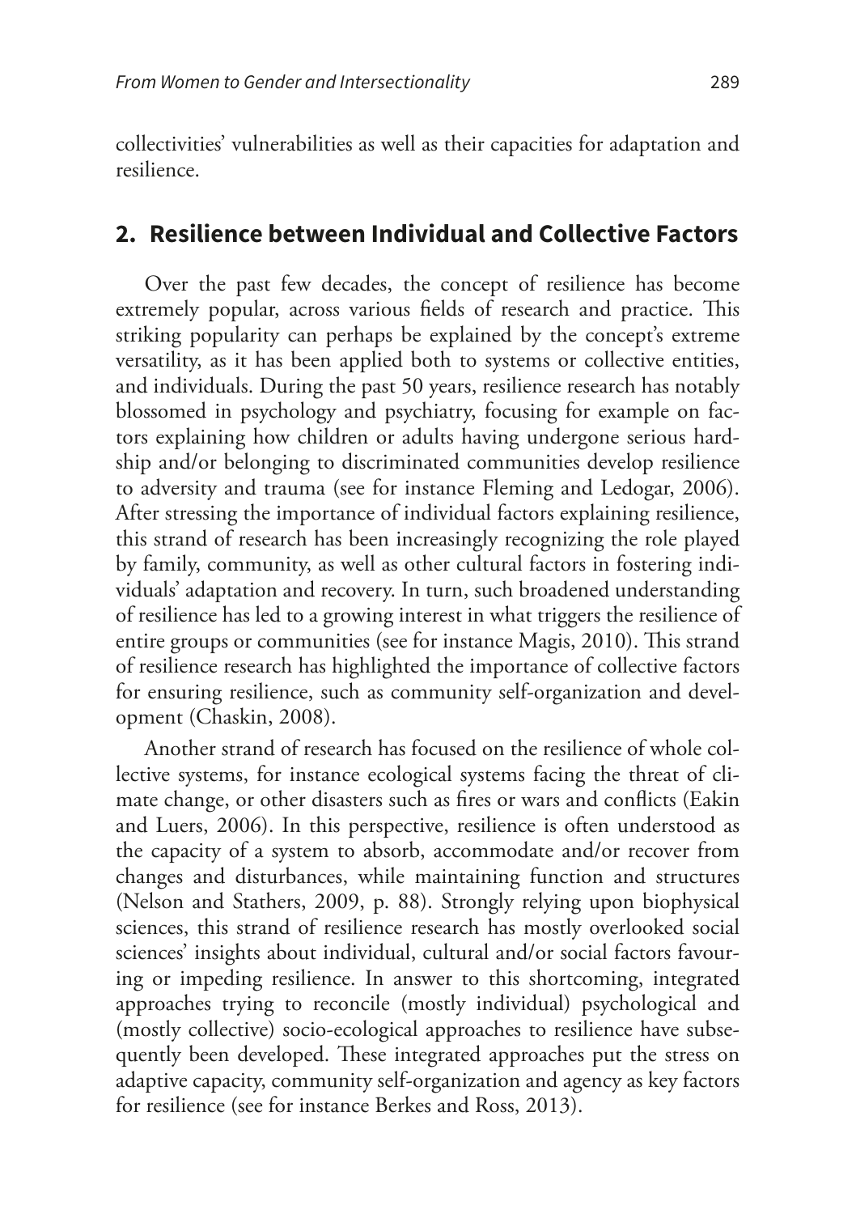collectivities' vulnerabilities as well as their capacities for adaptation and resilience.

## 2. Resilience between Individual and Collective Factors

Over the past few decades, the concept of resilience has become extremely popular, across various fields of research and practice. This striking popularity can perhaps be explained by the concept's extreme versatility, as it has been applied both to systems or collective entities, and individuals. During the past 50 years, resilience research has notably blossomed in psychology and psychiatry, focusing for example on factors explaining how children or adults having undergone serious hardship and/or belonging to discriminated communities develop resilience to adversity and trauma (see for instance Fleming and Ledogar, 2006). After stressing the importance of individual factors explaining resilience, this strand of research has been increasingly recognizing the role played by family, community, as well as other cultural factors in fostering individuals' adaptation and recovery. In turn, such broadened understanding of resilience has led to a growing interest in what triggers the resilience of entire groups or communities (see for instance Magis, 2010). This strand of resilience research has highlighted the importance of collective factors for ensuring resilience, such as community self-organization and development (Chaskin, 2008).

Another strand of research has focused on the resilience of whole collective systems, for instance ecological systems facing the threat of climate change, or other disasters such as fires or wars and conflicts (Eakin and Luers, 2006). In this perspective, resilience is often understood as the capacity of a system to absorb, accommodate and/or recover from changes and disturbances, while maintaining function and structures (Nelson and Stathers, 2009, p. 88). Strongly relying upon biophysical sciences, this strand of resilience research has mostly overlooked social sciences' insights about individual, cultural and/or social factors favouring or impeding resilience. In answer to this shortcoming, integrated approaches trying to reconcile (mostly individual) psychological and (mostly collective) socio-ecological approaches to resilience have subsequently been developed. These integrated approaches put the stress on adaptive capacity, community self-organization and agency as key factors for resilience (see for instance Berkes and Ross, 2013).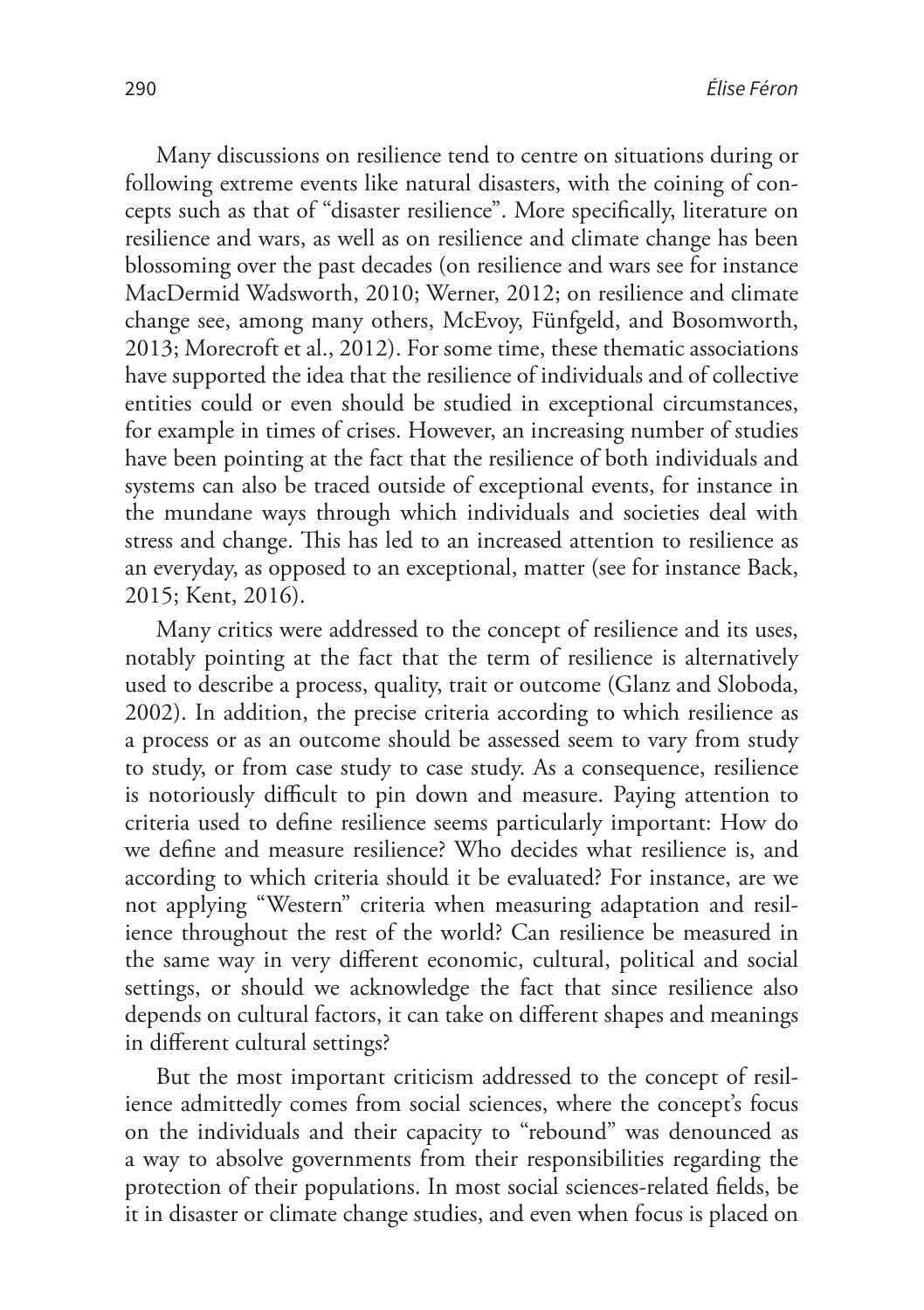Many discussions on resilience tend to centre on situations during or following extreme events like natural disasters, with the coining of concepts such as that of "disaster resilience". More specifically, literature on resilience and wars, as well as on resilience and climate change has been blossoming over the past decades (on resilience and wars see for instance MacDermid Wadsworth, 2010; Werner, 2012; on resilience and climate change see, among many others, McEvoy, Fünfgeld, and Bosomworth, 2013; Morecroft et al., 2012). For some time, these thematic associations have supported the idea that the resilience of individuals and of collective entities could or even should be studied in exceptional circumstances, for example in times of crises. However, an increasing number of studies have been pointing at the fact that the resilience of both individuals and systems can also be traced outside of exceptional events, for instance in the mundane ways through which individuals and societies deal with stress and change. This has led to an increased attention to resilience as an everyday, as opposed to an exceptional, matter (see for instance Back, 2015; Kent, 2016).

Many critics were addressed to the concept of resilience and its uses, notably pointing at the fact that the term of resilience is alternatively used to describe a process, quality, trait or outcome (Glanz and Sloboda, 2002). In addition, the precise criteria according to which resilience as a process or as an outcome should be assessed seem to vary from study to study, or from case study to case study. As a consequence, resilience is notoriously difficult to pin down and measure. Paying attention to criteria used to define resilience seems particularly important: How do we define and measure resilience? Who decides what resilience is, and according to which criteria should it be evaluated? For instance, are we not applying "Western" criteria when measuring adaptation and resilience throughout the rest of the world? Can resilience be measured in the same way in very different economic, cultural, political and social settings, or should we acknowledge the fact that since resilience also depends on cultural factors, it can take on different shapes and meanings in different cultural settings?

But the most important criticism addressed to the concept of resilience admittedly comes from social sciences, where the concept's focus on the individuals and their capacity to "rebound" was denounced as a way to absolve governments from their responsibilities regarding the protection of their populations. In most social sciences-related fields, be it in disaster or climate change studies, and even when focus is placed on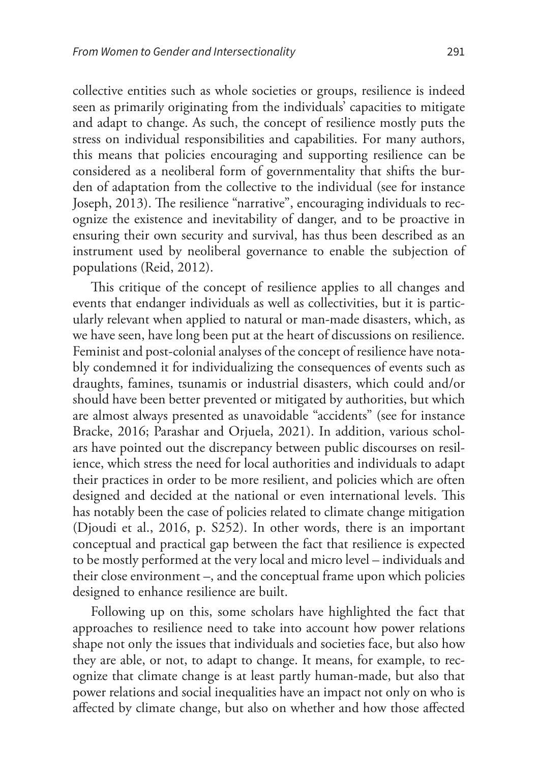collective entities such as whole societies or groups, resilience is indeed seen as primarily originating from the individuals' capacities to mitigate and adapt to change. As such, the concept of resilience mostly puts the stress on individual responsibilities and capabilities. For many authors, this means that policies encouraging and supporting resilience can be considered as a neoliberal form of governmentality that shifts the burden of adaptation from the collective to the individual (see for instance Joseph, 2013). The resilience "narrative", encouraging individuals to recognize the existence and inevitability of danger, and to be proactive in ensuring their own security and survival, has thus been described as an instrument used by neoliberal governance to enable the subjection of populations (Reid, 2012).

This critique of the concept of resilience applies to all changes and events that endanger individuals as well as collectivities, but it is particularly relevant when applied to natural or man-made disasters, which, as we have seen, have long been put at the heart of discussions on resilience. Feminist and post-colonial analyses of the concept of resilience have notably condemned it for individualizing the consequences of events such as draughts, famines, tsunamis or industrial disasters, which could and/or should have been better prevented or mitigated by authorities, but which are almost always presented as unavoidable "accidents" (see for instance Bracke, 2016; Parashar and Orjuela, 2021). In addition, various scholars have pointed out the discrepancy between public discourses on resilience, which stress the need for local authorities and individuals to adapt their practices in order to be more resilient, and policies which are often designed and decided at the national or even international levels. This has notably been the case of policies related to climate change mitigation (Djoudi et al., 2016, p. S252). In other words, there is an important conceptual and practical gap between the fact that resilience is expected to be mostly performed at the very local and micro level – individuals and their close environment –, and the conceptual frame upon which policies designed to enhance resilience are built.

Following up on this, some scholars have highlighted the fact that approaches to resilience need to take into account how power relations shape not only the issues that individuals and societies face, but also how they are able, or not, to adapt to change. It means, for example, to recognize that climate change is at least partly human-made, but also that power relations and social inequalities have an impact not only on who is affected by climate change, but also on whether and how those affected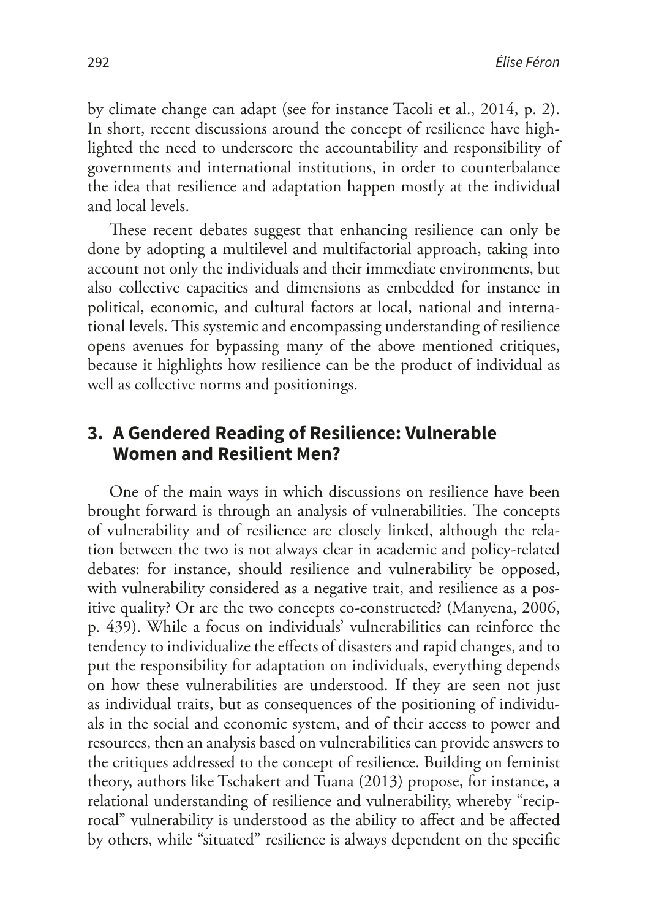by climate change can adapt (see for instance Tacoli et al., 2014, p. 2). In short, recent discussions around the concept of resilience have highlighted the need to underscore the accountability and responsibility of governments and international institutions, in order to counterbalance the idea that resilience and adaptation happen mostly at the individual and local levels.

These recent debates suggest that enhancing resilience can only be done by adopting a multilevel and multifactorial approach, taking into account not only the individuals and their immediate environments, but also collective capacities and dimensions as embedded for instance in political, economic, and cultural factors at local, national and international levels. This systemic and encompassing understanding of resilience opens avenues for bypassing many of the above mentioned critiques, because it highlights how resilience can be the product of individual as well as collective norms and positionings.

## 3. A Gendered Reading of Resilience: Vulnerable Women and Resilient Men?

One of the main ways in which discussions on resilience have been brought forward is through an analysis of vulnerabilities. The concepts of vulnerability and of resilience are closely linked, although the relation between the two is not always clear in academic and policy-related debates: for instance, should resilience and vulnerability be opposed, with vulnerability considered as a negative trait, and resilience as a positive quality? Or are the two concepts co-constructed? (Manyena, 2006, p. 439). While a focus on individuals' vulnerabilities can reinforce the tendency to individualize the effects of disasters and rapid changes, and to put the responsibility for adaptation on individuals, everything depends on how these vulnerabilities are understood. If they are seen not just as individual traits, but as consequences of the positioning of individuals in the social and economic system, and of their access to power and resources, then an analysis based on vulnerabilities can provide answers to the critiques addressed to the concept of resilience. Building on feminist theory, authors like Tschakert and Tuana (2013) propose, for instance, a relational understanding of resilience and vulnerability, whereby "reciprocal" vulnerability is understood as the ability to affect and be affected by others, while "situated" resilience is always dependent on the specific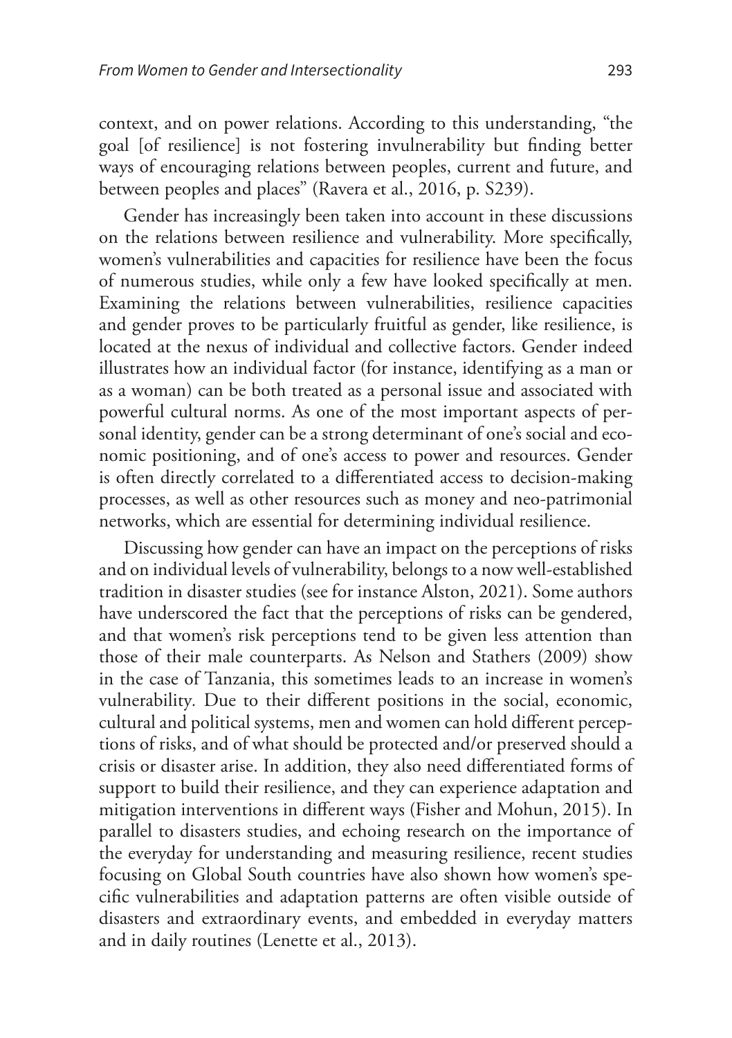context, and on power relations. According to this understanding, "the goal [of resilience] is not fostering invulnerability but finding better ways of encouraging relations between peoples, current and future, and between peoples and places" (Ravera et al., 2016, p. S239).

Gender has increasingly been taken into account in these discussions on the relations between resilience and vulnerability. More specifically, women's vulnerabilities and capacities for resilience have been the focus of numerous studies, while only a few have looked specifically at men. Examining the relations between vulnerabilities, resilience capacities and gender proves to be particularly fruitful as gender, like resilience, is located at the nexus of individual and collective factors. Gender indeed illustrates how an individual factor (for instance, identifying as a man or as a woman) can be both treated as a personal issue and associated with powerful cultural norms. As one of the most important aspects of personal identity, gender can be a strong determinant of one's social and economic positioning, and of one's access to power and resources. Gender is often directly correlated to a differentiated access to decision-making processes, as well as other resources such as money and neo-patrimonial networks, which are essential for determining individual resilience.

Discussing how gender can have an impact on the perceptions of risks and on individual levels of vulnerability, belongs to a now well-established tradition in disaster studies (see for instance Alston, 2021). Some authors have underscored the fact that the perceptions of risks can be gendered, and that women's risk perceptions tend to be given less attention than those of their male counterparts. As Nelson and Stathers (2009) show in the case of Tanzania, this sometimes leads to an increase in women's vulnerability. Due to their different positions in the social, economic, cultural and political systems, men and women can hold different perceptions of risks, and of what should be protected and/or preserved should a crisis or disaster arise. In addition, they also need differentiated forms of support to build their resilience, and they can experience adaptation and mitigation interventions in different ways (Fisher and Mohun, 2015). In parallel to disasters studies, and echoing research on the importance of the everyday for understanding and measuring resilience, recent studies focusing on Global South countries have also shown how women's specific vulnerabilities and adaptation patterns are often visible outside of disasters and extraordinary events, and embedded in everyday matters and in daily routines (Lenette et al., 2013).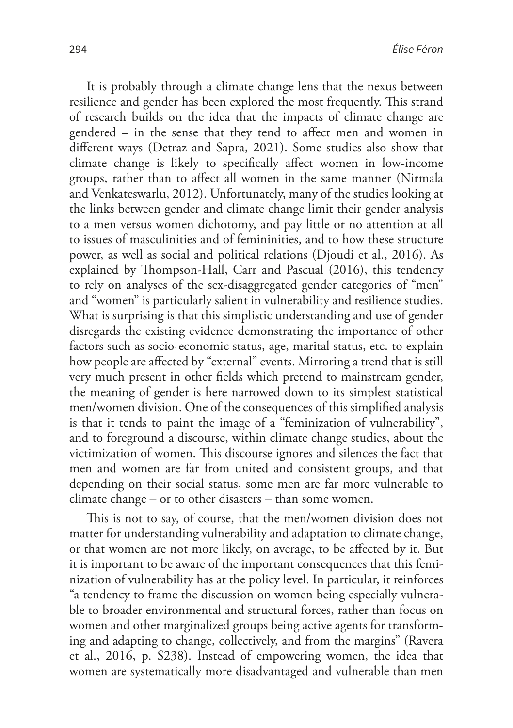It is probably through a climate change lens that the nexus between resilience and gender has been explored the most frequently. This strand of research builds on the idea that the impacts of climate change are gendered – in the sense that they tend to affect men and women in different ways (Detraz and Sapra, 2021). Some studies also show that climate change is likely to specifically affect women in low-income groups, rather than to affect all women in the same manner (Nirmala and Venkateswarlu, 2012). Unfortunately, many of the studies looking at the links between gender and climate change limit their gender analysis to a men versus women dichotomy, and pay little or no attention at all to issues of masculinities and of femininities, and to how these structure power, as well as social and political relations (Djoudi et al., 2016). As explained by Thompson-Hall, Carr and Pascual (2016), this tendency to rely on analyses of the sex-disaggregated gender categories of "men" and "women" is particularly salient in vulnerability and resilience studies. What is surprising is that this simplistic understanding and use of gender disregards the existing evidence demonstrating the importance of other factors such as socio-economic status, age, marital status, etc. to explain how people are affected by "external" events. Mirroring a trend that is still very much present in other fields which pretend to mainstream gender, the meaning of gender is here narrowed down to its simplest statistical men/women division. One of the consequences of this simplified analysis is that it tends to paint the image of a "feminization of vulnerability", and to foreground a discourse, within climate change studies, about the victimization of women. This discourse ignores and silences the fact that men and women are far from united and consistent groups, and that depending on their social status, some men are far more vulnerable to climate change – or to other disasters – than some women.

This is not to say, of course, that the men/women division does not matter for understanding vulnerability and adaptation to climate change, or that women are not more likely, on average, to be affected by it. But it is important to be aware of the important consequences that this feminization of vulnerability has at the policy level. In particular, it reinforces "a tendency to frame the discussion on women being especially vulnerable to broader environmental and structural forces, rather than focus on women and other marginalized groups being active agents for transforming and adapting to change, collectively, and from the margins" (Ravera et al., 2016, p. S238). Instead of empowering women, the idea that women are systematically more disadvantaged and vulnerable than men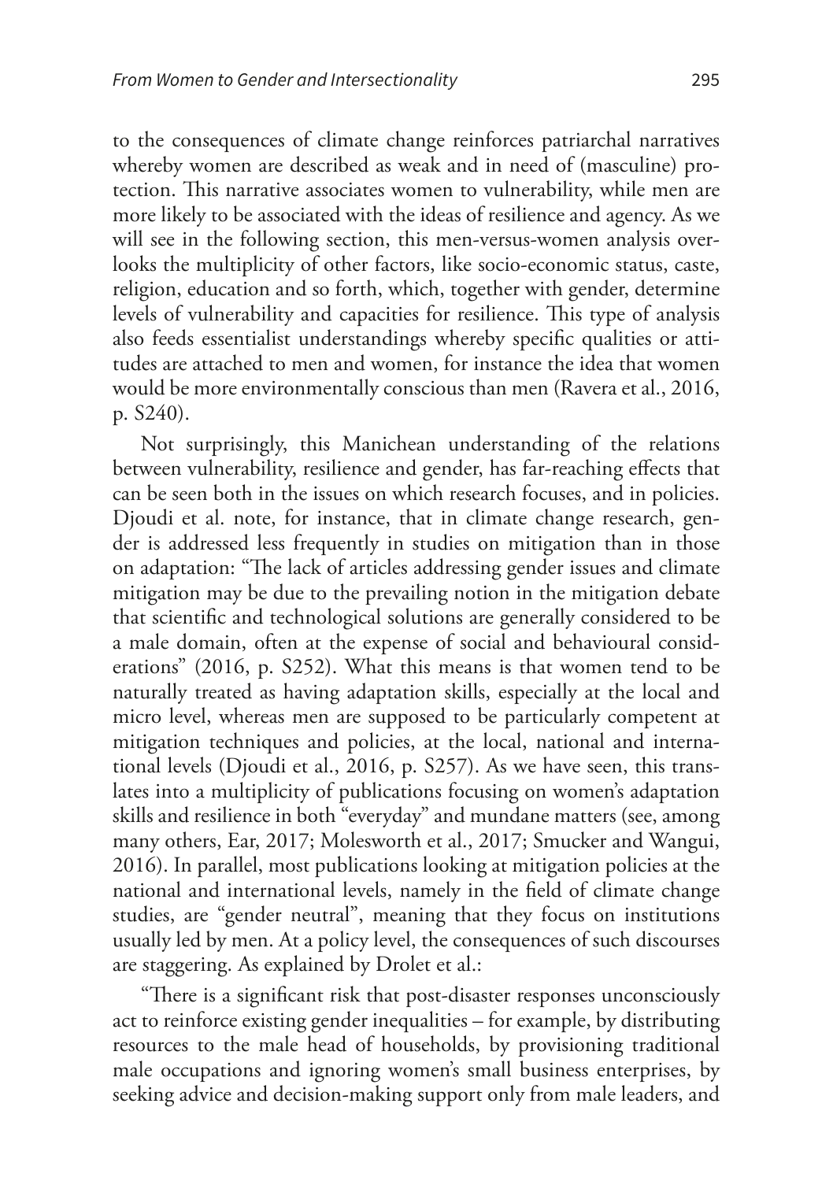to the consequences of climate change reinforces patriarchal narratives whereby women are described as weak and in need of (masculine) protection. This narrative associates women to vulnerability, while men are more likely to be associated with the ideas of resilience and agency. As we will see in the following section, this men-versus-women analysis overlooks the multiplicity of other factors, like socio-economic status, caste, religion, education and so forth, which, together with gender, determine levels of vulnerability and capacities for resilience. This type of analysis also feeds essentialist understandings whereby specific qualities or attitudes are attached to men and women, for instance the idea that women would be more environmentally conscious than men (Ravera et al., 2016, p. S240).

Not surprisingly, this Manichean understanding of the relations between vulnerability, resilience and gender, has far-reaching effects that can be seen both in the issues on which research focuses, and in policies. Djoudi et al. note, for instance, that in climate change research, gender is addressed less frequently in studies on mitigation than in those on adaptation: "The lack of articles addressing gender issues and climate mitigation may be due to the prevailing notion in the mitigation debate that scientific and technological solutions are generally considered to be a male domain, often at the expense of social and behavioural considerations" (2016, p. S252). What this means is that women tend to be naturally treated as having adaptation skills, especially at the local and micro level, whereas men are supposed to be particularly competent at mitigation techniques and policies, at the local, national and international levels (Djoudi et al., 2016, p. S257). As we have seen, this translates into a multiplicity of publications focusing on women's adaptation skills and resilience in both "everyday" and mundane matters (see, among many others, Ear, 2017; Molesworth et al., 2017; Smucker and Wangui, 2016). In parallel, most publications looking at mitigation policies at the national and international levels, namely in the field of climate change studies, are "gender neutral", meaning that they focus on institutions usually led by men. At a policy level, the consequences of such discourses are staggering. As explained by Drolet et al.:

"There is a significant risk that post-disaster responses unconsciously act to reinforce existing gender inequalities – for example, by distributing resources to the male head of households, by provisioning traditional male occupations and ignoring women's small business enterprises, by seeking advice and decision-making support only from male leaders, and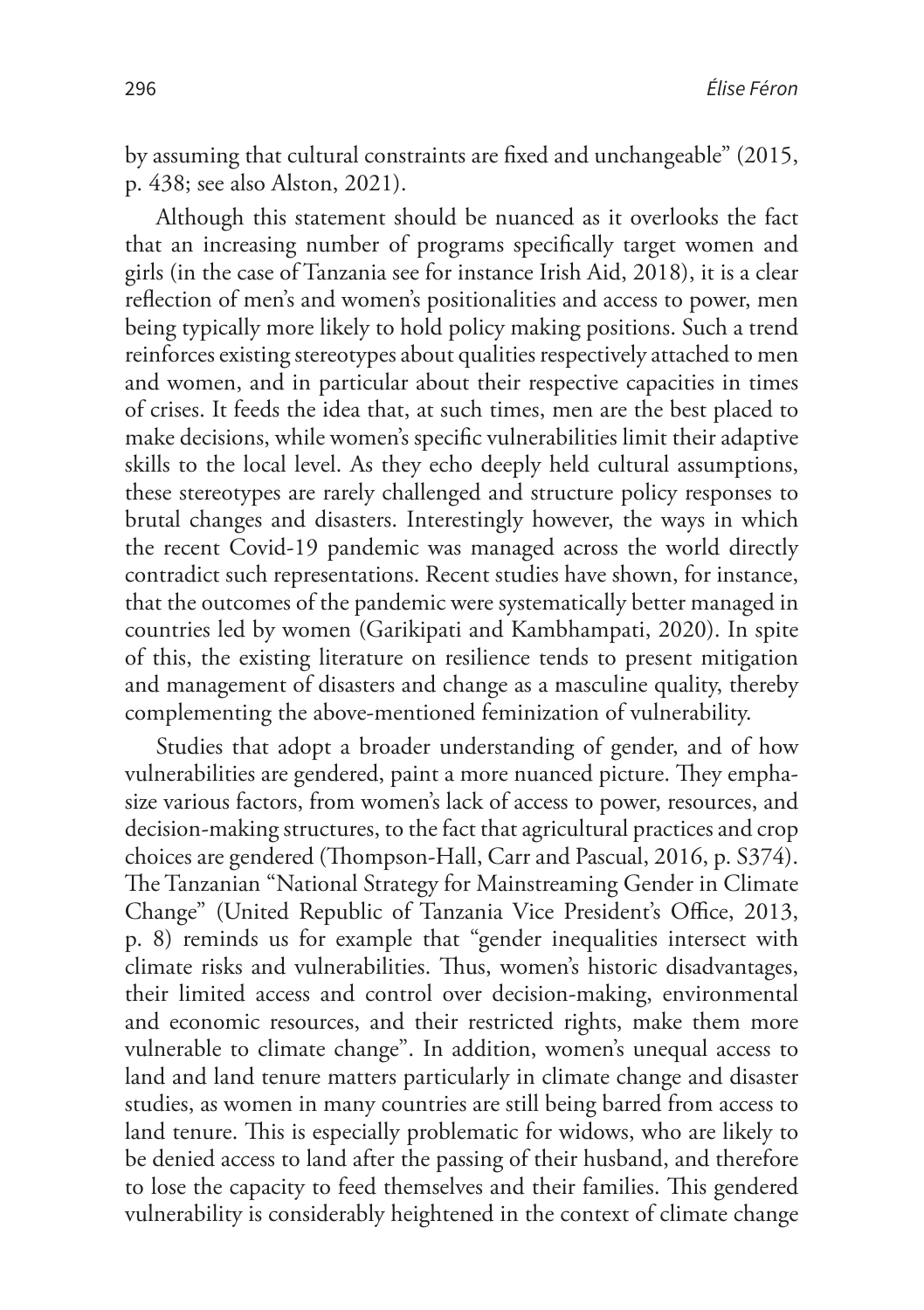by assuming that cultural constraints are fixed and unchangeable" (2015, p. 438; see also Alston, 2021).

Although this statement should be nuanced as it overlooks the fact that an increasing number of programs specifically target women and girls (in the case of Tanzania see for instance Irish Aid, 2018), it is a clear reflection of men's and women's positionalities and access to power, men being typically more likely to hold policy making positions. Such a trend reinforces existing stereotypes about qualities respectively attached to men and women, and in particular about their respective capacities in times of crises. It feeds the idea that, at such times, men are the best placed to make decisions, while women's specific vulnerabilities limit their adaptive skills to the local level. As they echo deeply held cultural assumptions, these stereotypes are rarely challenged and structure policy responses to brutal changes and disasters. Interestingly however, the ways in which the recent Covid-19 pandemic was managed across the world directly contradict such representations. Recent studies have shown, for instance, that the outcomes of the pandemic were systematically better managed in countries led by women (Garikipati and Kambhampati, 2020). In spite of this, the existing literature on resilience tends to present mitigation and management of disasters and change as a masculine quality, thereby complementing the above-mentioned feminization of vulnerability.

Studies that adopt a broader understanding of gender, and of how vulnerabilities are gendered, paint a more nuanced picture. They emphasize various factors, from women's lack of access to power, resources, and decision-making structures, to the fact that agricultural practices and crop choices are gendered (Thompson-Hall, Carr and Pascual, 2016, p. S374). The Tanzanian "National Strategy for Mainstreaming Gender in Climate Change" (United Republic of Tanzania Vice President's Office, 2013, p. 8) reminds us for example that "gender inequalities intersect with climate risks and vulnerabilities. Thus, women's historic disadvantages, their limited access and control over decision-making, environmental and economic resources, and their restricted rights, make them more vulnerable to climate change". In addition, women's unequal access to land and land tenure matters particularly in climate change and disaster studies, as women in many countries are still being barred from access to land tenure. This is especially problematic for widows, who are likely to be denied access to land after the passing of their husband, and therefore to lose the capacity to feed themselves and their families. This gendered vulnerability is considerably heightened in the context of climate change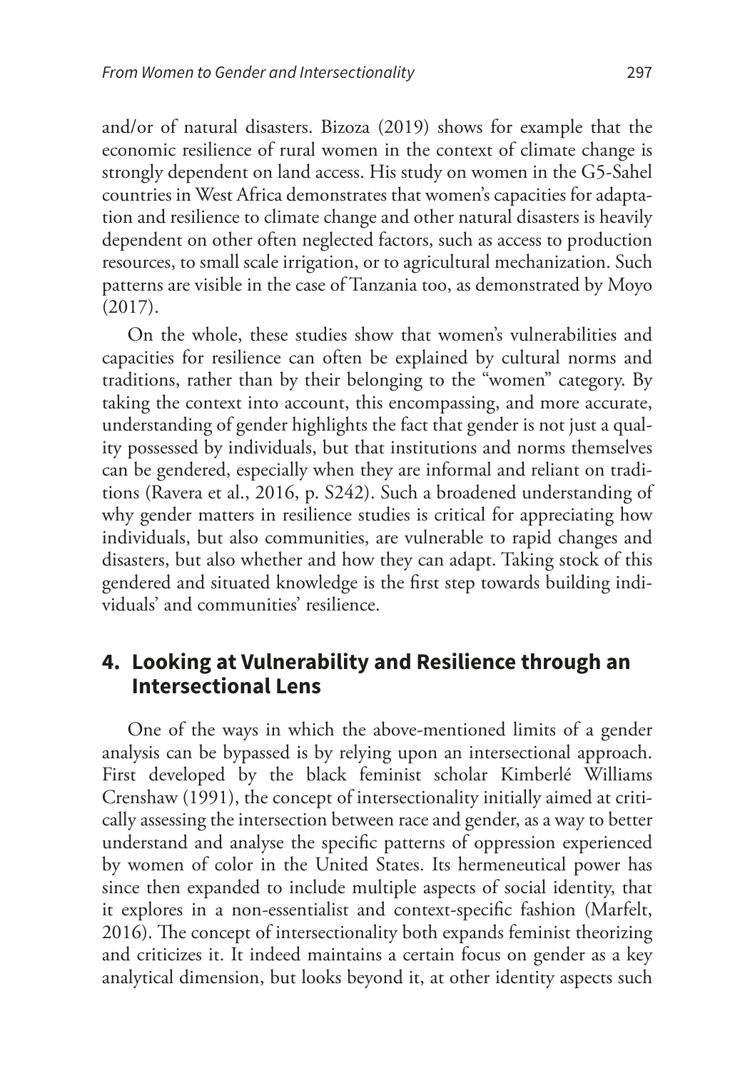and/or of natural disasters. Bizoza (2019) shows for example that the economic resilience of rural women in the context of climate change is strongly dependent on land access. His study on women in the G5-Sahel countries in West Africa demonstrates that women's capacities for adaptation and resilience to climate change and other natural disasters is heavily dependent on other often neglected factors, such as access to production resources, to small scale irrigation, or to agricultural mechanization. Such patterns are visible in the case of Tanzania too, as demonstrated by Moyo (2017).

On the whole, these studies show that women's vulnerabilities and capacities for resilience can often be explained by cultural norms and traditions, rather than by their belonging to the "women" category. By taking the context into account, this encompassing, and more accurate, understanding of gender highlights the fact that gender is not just a quality possessed by individuals, but that institutions and norms themselves can be gendered, especially when they are informal and reliant on traditions (Ravera et al., 2016, p. S242). Such a broadened understanding of why gender matters in resilience studies is critical for appreciating how individuals, but also communities, are vulnerable to rapid changes and disasters, but also whether and how they can adapt. Taking stock of this gendered and situated knowledge is the first step towards building individuals' and communities' resilience.

## 4. Looking at Vulnerability and Resilience through an Intersectional Lens

One of the ways in which the above-mentioned limits of a gender analysis can be bypassed is by relying upon an intersectional approach. First developed by the black feminist scholar Kimberlé Williams Crenshaw (1991), the concept of intersectionality initially aimed at critically assessing the intersection between race and gender, as a way to better understand and analyse the specific patterns of oppression experienced by women of color in the United States. Its hermeneutical power has since then expanded to include multiple aspects of social identity, that it explores in a non-essentialist and context-specific fashion (Marfelt, 2016). The concept of intersectionality both expands feminist theorizing and criticizes it. It indeed maintains a certain focus on gender as a key analytical dimension, but looks beyond it, at other identity aspects such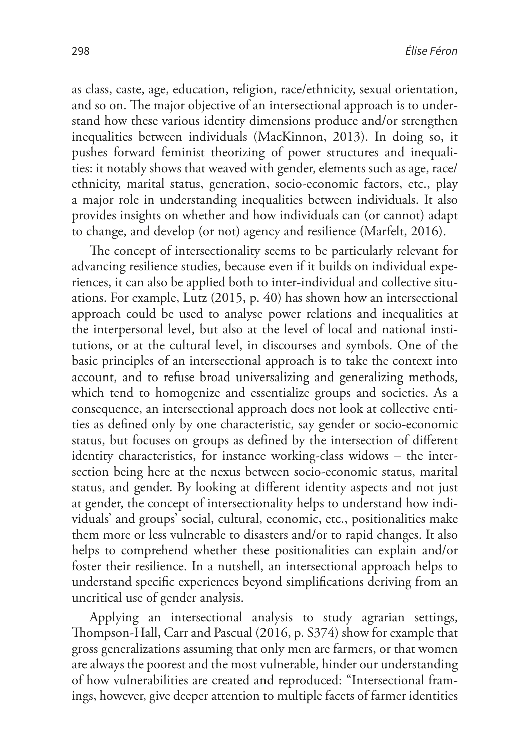as class, caste, age, education, religion, race/ethnicity, sexual orientation, and so on. The major objective of an intersectional approach is to understand how these various identity dimensions produce and/or strengthen inequalities between individuals (MacKinnon, 2013). In doing so, it pushes forward feminist theorizing of power structures and inequalities: it notably shows that weaved with gender, elements such as age, race/ethnicity, marital status, generation, socio-economic factors, etc., play a major role in understanding inequalities between individuals. It also provides insights on whether and how individuals can (or cannot) adapt to change, and develop (or not) agency and resilience (Marfelt, 2016).

The concept of intersectionality seems to be particularly relevant for advancing resilience studies, because even if it builds on individual experiences, it can also be applied both to inter-individual and collective situations. For example, Lutz (2015, p. 40) has shown how an intersectional approach could be used to analyse power relations and inequalities at the interpersonal level, but also at the level of local and national institutions, or at the cultural level, in discourses and symbols. One of the basic principles of an intersectional approach is to take the context into account, and to refuse broad universalizing and generalizing methods, which tend to homogenize and essentialize groups and societies. As a consequence, an intersectional approach does not look at collective entities as defined only by one characteristic, say gender or socio-economic status, but focuses on groups as defined by the intersection of different identity characteristics, for instance working-class widows – the intersection being here at the nexus between socio-economic status, marital status, and gender. By looking at different identity aspects and not just at gender, the concept of intersectionality helps to understand how individuals' and groups' social, cultural, economic, etc., positionalities make them more or less vulnerable to disasters and/or to rapid changes. It also helps to comprehend whether these positionalities can explain and/or foster their resilience. In a nutshell, an intersectional approach helps to understand specific experiences beyond simplifications deriving from an uncritical use of gender analysis.

Applying an intersectional analysis to study agrarian settings, Thompson-Hall, Carr and Pascual (2016, p. S374) show for example that gross generalizations assuming that only men are farmers, or that women are always the poorest and the most vulnerable, hinder our understanding of how vulnerabilities are created and reproduced: "Intersectional framings, however, give deeper attention to multiple facets of farmer identities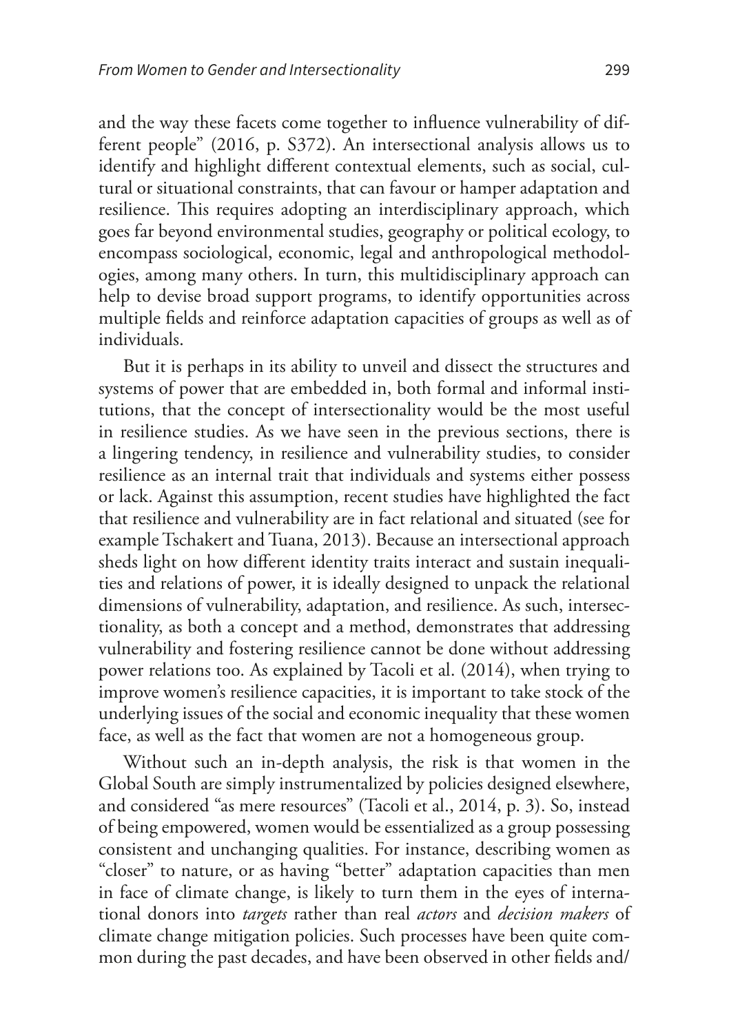and the way these facets come together to influence vulnerability of different people" (2016, p. S372). An intersectional analysis allows us to identify and highlight different contextual elements, such as social, cultural or situational constraints, that can favour or hamper adaptation and resilience. This requires adopting an interdisciplinary approach, which goes far beyond environmental studies, geography or political ecology, to encompass sociological, economic, legal and anthropological methodologies, among many others. In turn, this multidisciplinary approach can help to devise broad support programs, to identify opportunities across multiple fields and reinforce adaptation capacities of groups as well as of individuals.

But it is perhaps in its ability to unveil and dissect the structures and systems of power that are embedded in, both formal and informal institutions, that the concept of intersectionality would be the most useful in resilience studies. As we have seen in the previous sections, there is a lingering tendency, in resilience and vulnerability studies, to consider resilience as an internal trait that individuals and systems either possess or lack. Against this assumption, recent studies have highlighted the fact that resilience and vulnerability are in fact relational and situated (see for example Tschakert and Tuana, 2013). Because an intersectional approach sheds light on how different identity traits interact and sustain inequalities and relations of power, it is ideally designed to unpack the relational dimensions of vulnerability, adaptation, and resilience. As such, intersectionality, as both a concept and a method, demonstrates that addressing vulnerability and fostering resilience cannot be done without addressing power relations too. As explained by Tacoli et al. (2014), when trying to improve women's resilience capacities, it is important to take stock of the underlying issues of the social and economic inequality that these women face, as well as the fact that women are not a homogeneous group.

Without such an in-depth analysis, the risk is that women in the Global South are simply instrumentalized by policies designed elsewhere, and considered "as mere resources" (Tacoli et al., 2014, p. 3). So, instead of being empowered, women would be essentialized as a group possessing consistent and unchanging qualities. For instance, describing women as "closer" to nature, or as having "better" adaptation capacities than men in face of climate change, is likely to turn them in the eyes of international donors into *targets* rather than real *actors* and *decision makers* of climate change mitigation policies. Such processes have been quite common during the past decades, and have been observed in other fields and/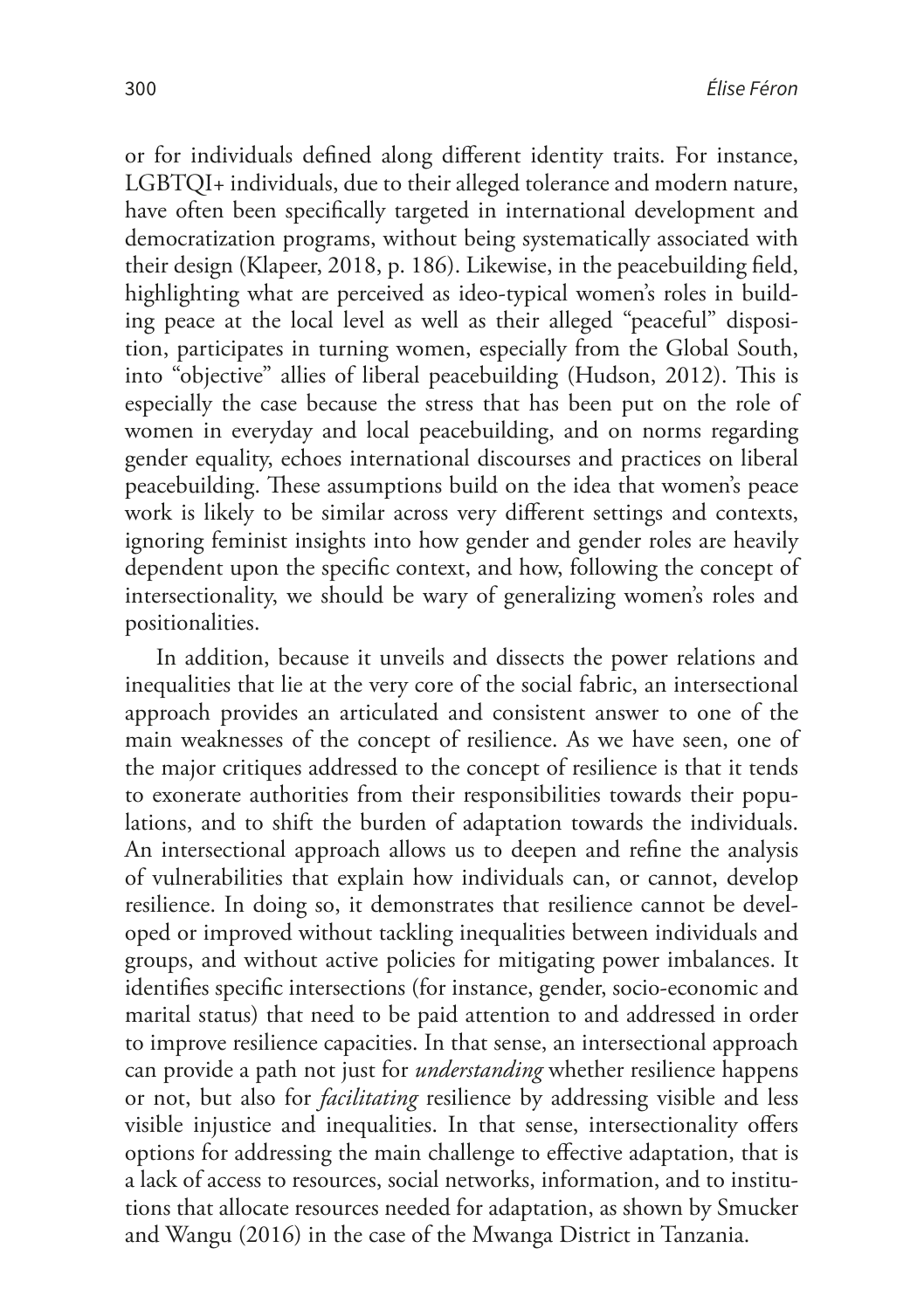or for individuals defined along different identity traits. For instance, LGBTQI+ individuals, due to their alleged tolerance and modern nature, have often been specifically targeted in international development and democratization programs, without being systematically associated with their design (Klapeer, 2018, p. 186). Likewise, in the peacebuilding field, highlighting what are perceived as ideo-typical women's roles in building peace at the local level as well as their alleged "peaceful" disposition, participates in turning women, especially from the Global South, into "objective" allies of liberal peacebuilding (Hudson, 2012). This is especially the case because the stress that has been put on the role of women in everyday and local peacebuilding, and on norms regarding gender equality, echoes international discourses and practices on liberal peacebuilding. These assumptions build on the idea that women's peace work is likely to be similar across very different settings and contexts, ignoring feminist insights into how gender and gender roles are heavily dependent upon the specific context, and how, following the concept of intersectionality, we should be wary of generalizing women's roles and positionalities.

In addition, because it unveils and dissects the power relations and inequalities that lie at the very core of the social fabric, an intersectional approach provides an articulated and consistent answer to one of the main weaknesses of the concept of resilience. As we have seen, one of the major critiques addressed to the concept of resilience is that it tends to exonerate authorities from their responsibilities towards their populations, and to shift the burden of adaptation towards the individuals. An intersectional approach allows us to deepen and refine the analysis of vulnerabilities that explain how individuals can, or cannot, develop resilience. In doing so, it demonstrates that resilience cannot be developed or improved without tackling inequalities between individuals and groups, and without active policies for mitigating power imbalances. It identifies specific intersections (for instance, gender, socio-economic and marital status) that need to be paid attention to and addressed in order to improve resilience capacities. In that sense, an intersectional approach can provide a path not just for *understanding* whether resilience happens or not, but also for *facilitating* resilience by addressing visible and less visible injustice and inequalities. In that sense, intersectionality offers options for addressing the main challenge to effective adaptation, that is a lack of access to resources, social networks, information, and to institutions that allocate resources needed for adaptation, as shown by Smucker and Wangu (2016) in the case of the Mwanga District in Tanzania.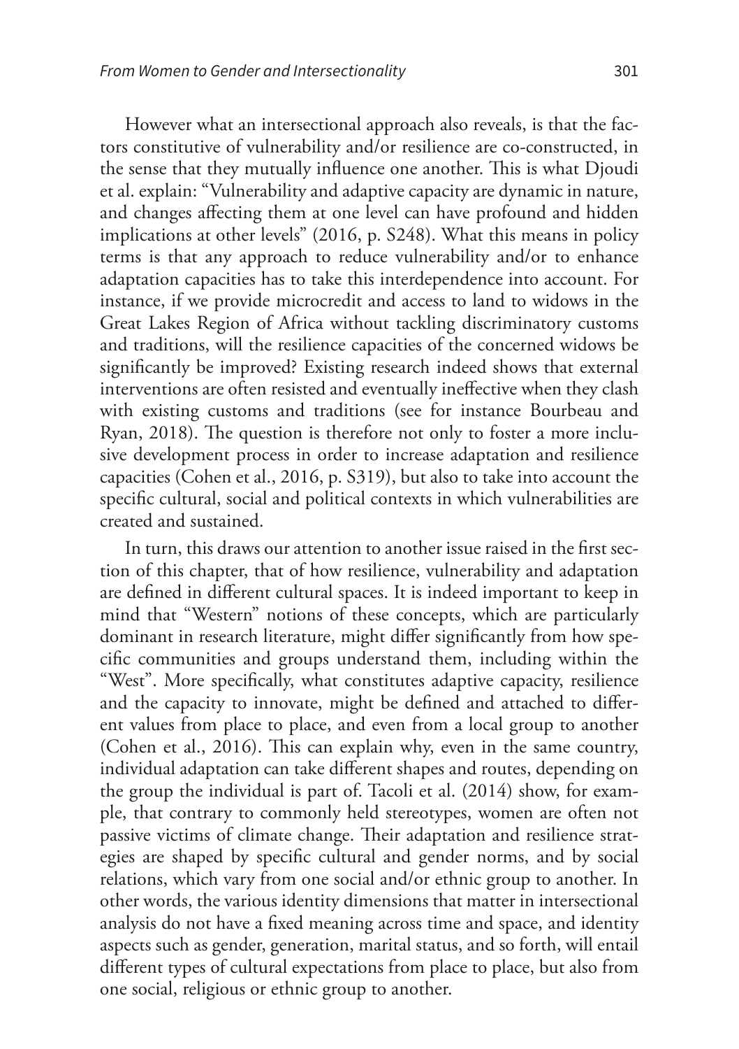However what an intersectional approach also reveals, is that the factors constitutive of vulnerability and/or resilience are co-constructed, in the sense that they mutually influence one another. This is what Djoudi et al. explain: "Vulnerability and adaptive capacity are dynamic in nature, and changes affecting them at one level can have profound and hidden implications at other levels" (2016, p. S248). What this means in policy terms is that any approach to reduce vulnerability and/or to enhance adaptation capacities has to take this interdependence into account. For instance, if we provide microcredit and access to land to widows in the Great Lakes Region of Africa without tackling discriminatory customs and traditions, will the resilience capacities of the concerned widows be significantly be improved? Existing research indeed shows that external interventions are often resisted and eventually ineffective when they clash with existing customs and traditions (see for instance Bourbeau and Ryan, 2018). The question is therefore not only to foster a more inclusive development process in order to increase adaptation and resilience capacities (Cohen et al., 2016, p. S319), but also to take into account the specific cultural, social and political contexts in which vulnerabilities are created and sustained.

In turn, this draws our attention to another issue raised in the first section of this chapter, that of how resilience, vulnerability and adaptation are defined in different cultural spaces. It is indeed important to keep in mind that "Western" notions of these concepts, which are particularly dominant in research literature, might differ significantly from how specific communities and groups understand them, including within the "West". More specifically, what constitutes adaptive capacity, resilience and the capacity to innovate, might be defined and attached to different values from place to place, and even from a local group to another (Cohen et al., 2016). This can explain why, even in the same country, individual adaptation can take different shapes and routes, depending on the group the individual is part of. Tacoli et al. (2014) show, for example, that contrary to commonly held stereotypes, women are often not passive victims of climate change. Their adaptation and resilience strategies are shaped by specific cultural and gender norms, and by social relations, which vary from one social and/or ethnic group to another. In other words, the various identity dimensions that matter in intersectional analysis do not have a fixed meaning across time and space, and identity aspects such as gender, generation, marital status, and so forth, will entail different types of cultural expectations from place to place, but also from one social, religious or ethnic group to another.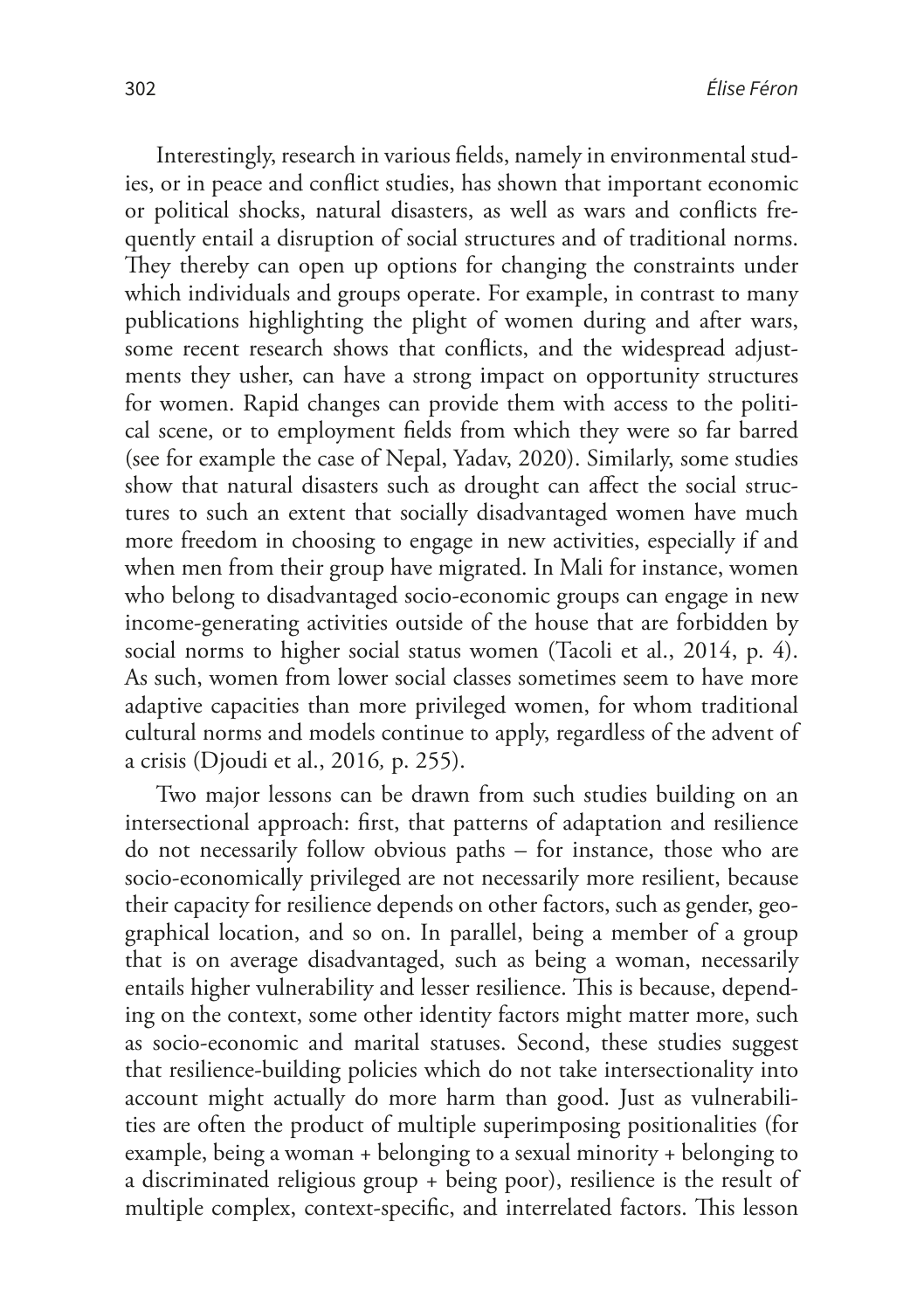Interestingly, research in various fields, namely in environmental studies, or in peace and conflict studies, has shown that important economic or political shocks, natural disasters, as well as wars and conflicts frequently entail a disruption of social structures and of traditional norms. They thereby can open up options for changing the constraints under which individuals and groups operate. For example, in contrast to many publications highlighting the plight of women during and after wars, some recent research shows that conflicts, and the widespread adjustments they usher, can have a strong impact on opportunity structures for women. Rapid changes can provide them with access to the political scene, or to employment fields from which they were so far barred (see for example the case of Nepal, Yadav, 2020). Similarly, some studies show that natural disasters such as drought can affect the social structures to such an extent that socially disadvantaged women have much more freedom in choosing to engage in new activities, especially if and when men from their group have migrated. In Mali for instance, women who belong to disadvantaged socio-economic groups can engage in new income-generating activities outside of the house that are forbidden by social norms to higher social status women (Tacoli et al., 2014, p. 4). As such, women from lower social classes sometimes seem to have more adaptive capacities than more privileged women, for whom traditional cultural norms and models continue to apply, regardless of the advent of a crisis (Djoudi et al., 2016*,* p. 255).

Two major lessons can be drawn from such studies building on an intersectional approach: first, that patterns of adaptation and resilience do not necessarily follow obvious paths – for instance, those who are socio-economically privileged are not necessarily more resilient, because their capacity for resilience depends on other factors, such as gender, geographical location, and so on. In parallel, being a member of a group that is on average disadvantaged, such as being a woman, necessarily entails higher vulnerability and lesser resilience. This is because, depending on the context, some other identity factors might matter more, such as socio-economic and marital statuses. Second, these studies suggest that resilience-building policies which do not take intersectionality into account might actually do more harm than good. Just as vulnerabilities are often the product of multiple superimposing positionalities (for example, being a woman + belonging to a sexual minority + belonging to a discriminated religious group + being poor), resilience is the result of multiple complex, context-specific, and interrelated factors. This lesson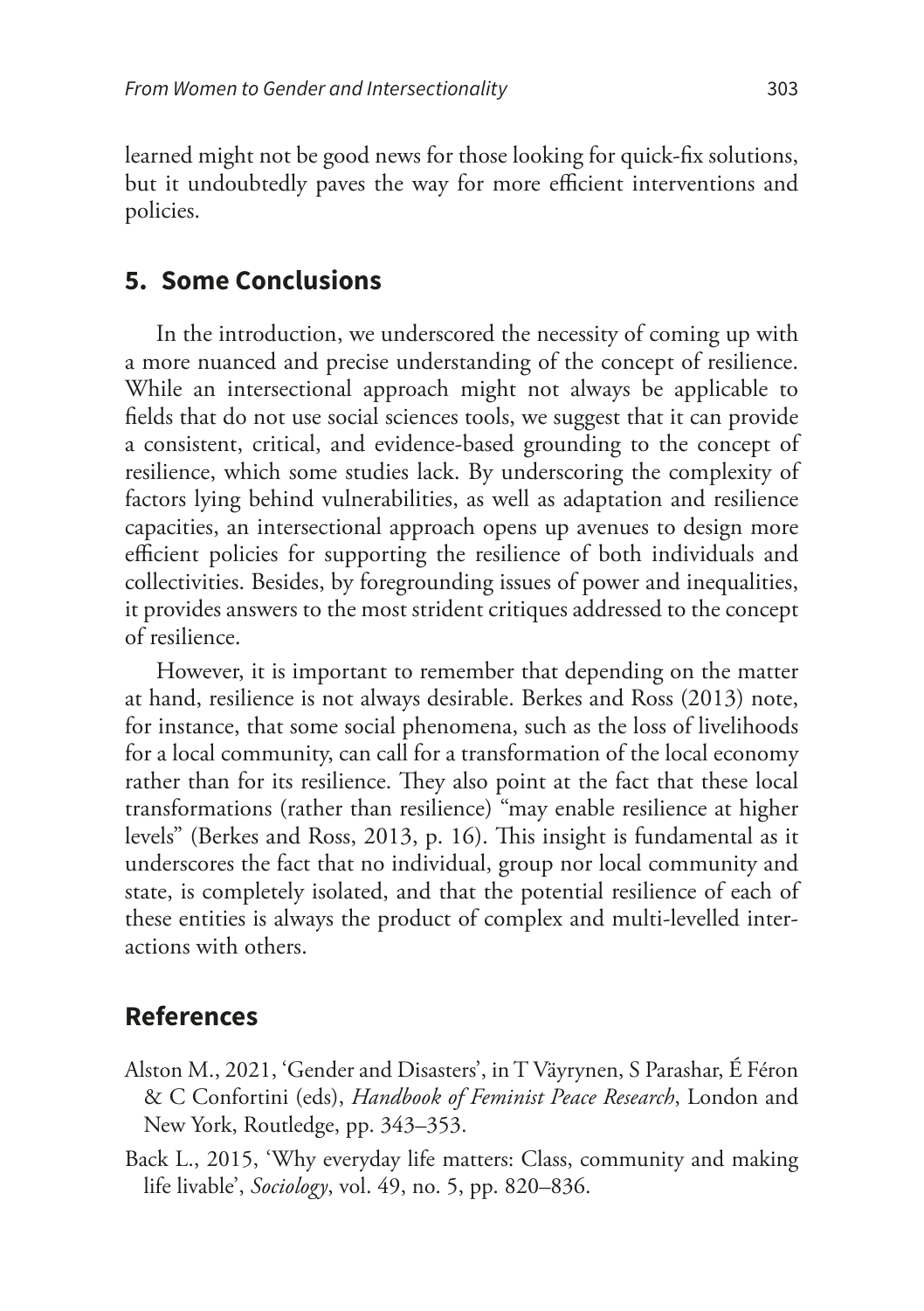learned might not be good news for those looking for quick-fix solutions, but it undoubtedly paves the way for more efficient interventions and policies.

## 5. Some Conclusions

In the introduction, we underscored the necessity of coming up with a more nuanced and precise understanding of the concept of resilience. While an intersectional approach might not always be applicable to fields that do not use social sciences tools, we suggest that it can provide a consistent, critical, and evidence-based grounding to the concept of resilience, which some studies lack. By underscoring the complexity of factors lying behind vulnerabilities, as well as adaptation and resilience capacities, an intersectional approach opens up avenues to design more efficient policies for supporting the resilience of both individuals and collectivities. Besides, by foregrounding issues of power and inequalities, it provides answers to the most strident critiques addressed to the concept of resilience.

However, it is important to remember that depending on the matter at hand, resilience is not always desirable. Berkes and Ross (2013) note, for instance, that some social phenomena, such as the loss of livelihoods for a local community, can call for a transformation of the local economy rather than for its resilience. They also point at the fact that these local transformations (rather than resilience) "may enable resilience at higher levels" (Berkes and Ross, 2013, p. 16). This insight is fundamental as it underscores the fact that no individual, group nor local community and state, is completely isolated, and that the potential resilience of each of these entities is always the product of complex and multi-levelled interactions with others.

## References

Alston M., 2021, 'Gender and Disasters', in T Väyrynen, S Parashar, É Féron & C Confortini (eds), *Handbook of Feminist Peace Research*, London and New York, Routledge, pp. 343–353.

Back L., 2015, 'Why everyday life matters: Class, community and making life livable', *Sociology*, vol. 49, no. 5, pp. 820–836.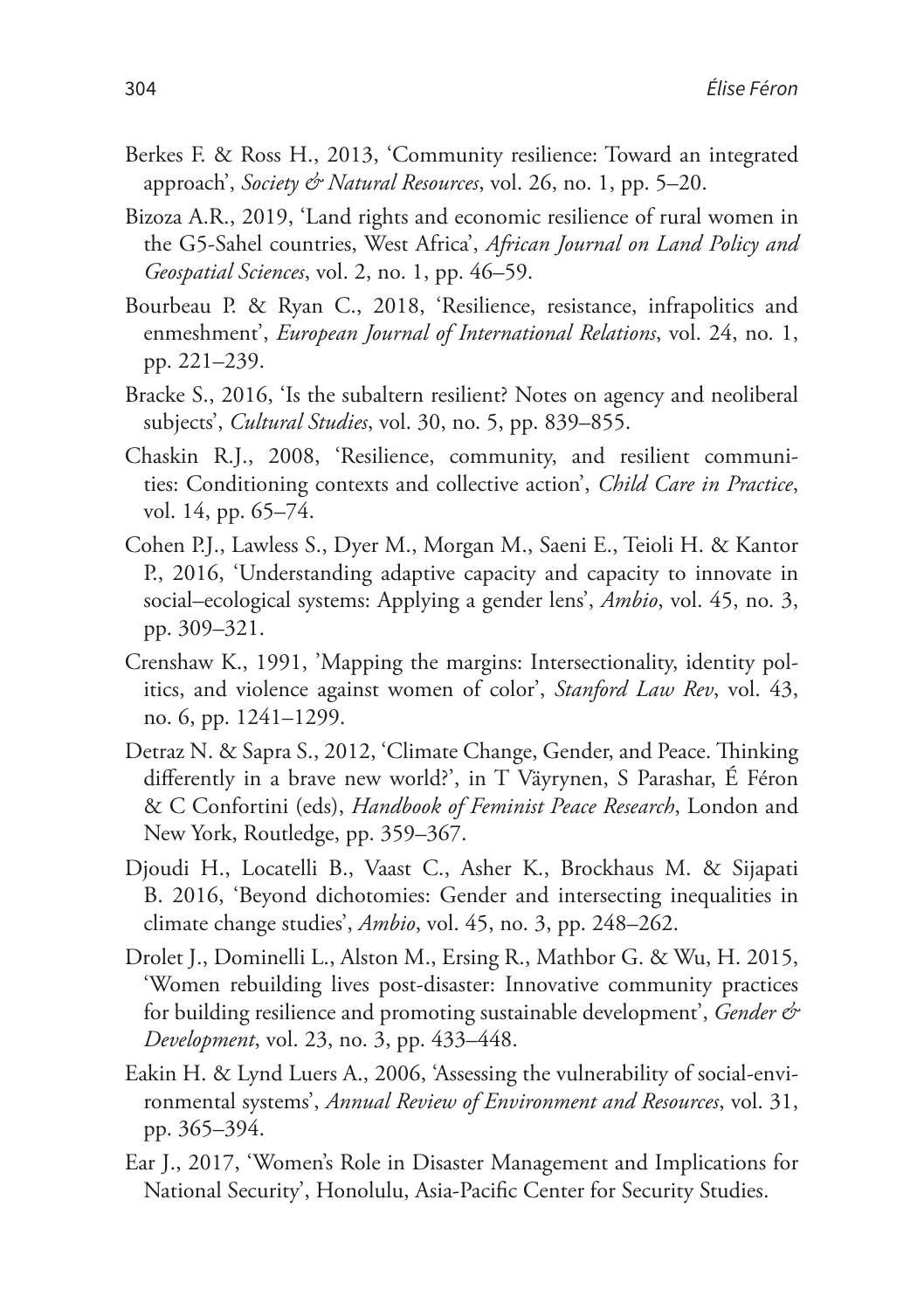Berkes F. & Ross H., 2013, 'Community resilience: Toward an integrated approach', *Society & Natural Resources*, vol. 26, no. 1, pp. 5–20.

Bizoza A.R., 2019, 'Land rights and economic resilience of rural women in the G5-Sahel countries, West Africa', *African Journal on Land Policy and Geospatial Sciences*, vol. 2, no. 1, pp. 46–59.

Bourbeau P. & Ryan C., 2018, 'Resilience, resistance, infrapolitics and enmeshment', *European Journal of International Relations*, vol. 24, no. 1, pp. 221–239.

Bracke S., 2016, 'Is the subaltern resilient? Notes on agency and neoliberal subjects', *Cultural Studies*, vol. 30, no. 5, pp. 839–855.

Chaskin R.J., 2008, 'Resilience, community, and resilient communities: Conditioning contexts and collective action', *Child Care in Practice*, vol. 14, pp. 65–74.

Cohen P.J., Lawless S., Dyer M., Morgan M., Saeni E., Teioli H. & Kantor P., 2016, 'Understanding adaptive capacity and capacity to innovate in social–ecological systems: Applying a gender lens', *Ambio*, vol. 45, no. 3, pp. 309–321.

Crenshaw K., 1991, 'Mapping the margins: Intersectionality, identity politics, and violence against women of color', *Stanford Law Rev*, vol. 43, no. 6, pp. 1241–1299.

Detraz N. & Sapra S., 2012, 'Climate Change, Gender, and Peace. Thinking differently in a brave new world?', in T Väyrynen, S Parashar, É Féron & C Confortini (eds), *Handbook of Feminist Peace Research*, London and New York, Routledge, pp. 359–367.

Djoudi H., Locatelli B., Vaast C., Asher K., Brockhaus M. & Sijapati B. 2016, 'Beyond dichotomies: Gender and intersecting inequalities in climate change studies', *Ambio*, vol. 45, no. 3, pp. 248–262.

Drolet J., Dominelli L., Alston M., Ersing R., Mathbor G. & Wu, H. 2015, 'Women rebuilding lives post-disaster: Innovative community practices for building resilience and promoting sustainable development', *Gender & Development*, vol. 23, no. 3, pp. 433–448.

Eakin H. & Lynd Luers A., 2006, 'Assessing the vulnerability of social-environmental systems', *Annual Review of Environment and Resources*, vol. 31, pp. 365–394.

Ear J., 2017, 'Women's Role in Disaster Management and Implications for National Security', Honolulu, Asia-Pacific Center for Security Studies.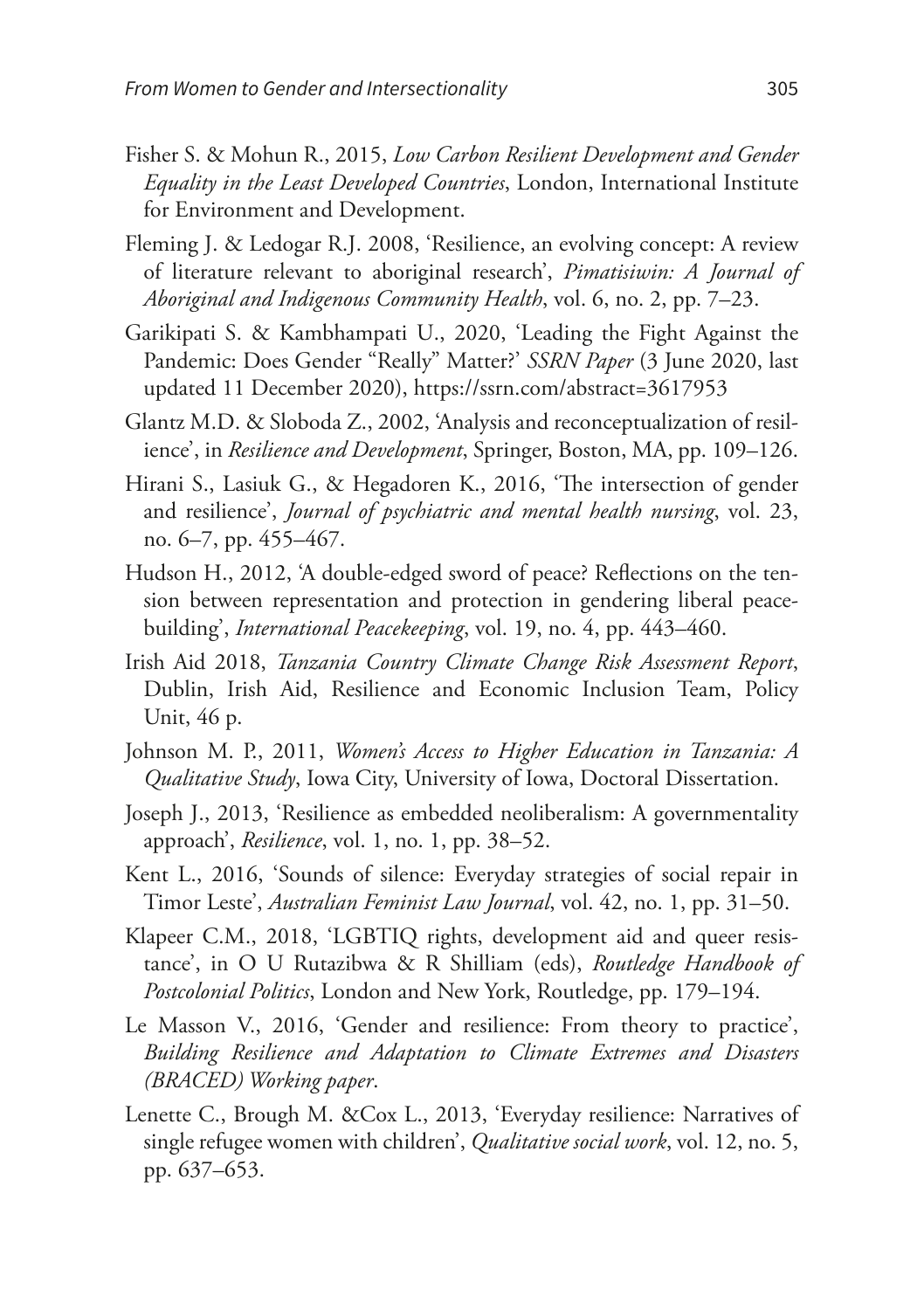Fisher S. & Mohun R., 2015, *Low Carbon Resilient Development and Gender Equality in the Least Developed Countries*, London, International Institute for Environment and Development.

Fleming J. & Ledogar R.J. 2008, 'Resilience, an evolving concept: A review of literature relevant to aboriginal research', *Pimatisiwin: A Journal of Aboriginal and Indigenous Community Health*, vol. 6, no. 2, pp. 7–23.

Garikipati S. & Kambhampati U., 2020, 'Leading the Fight Against the Pandemic: Does Gender "Really" Matter?' *SSRN Paper* (3 June 2020, last updated 11 December 2020), https://ssrn.com/abstract=3617953

Glantz M.D. & Sloboda Z., 2002, 'Analysis and reconceptualization of resilience', in *Resilience and Development*, Springer, Boston, MA, pp. 109–126.

Hirani S., Lasiuk G., & Hegadoren K., 2016, 'The intersection of gender and resilience', *Journal of psychiatric and mental health nursing*, vol. 23, no. 6–7, pp. 455–467.

Hudson H., 2012, 'A double-edged sword of peace? Reflections on the tension between representation and protection in gendering liberal peacebuilding', *International Peacekeeping*, vol. 19, no. 4, pp. 443–460.

Irish Aid 2018, *Tanzania Country Climate Change Risk Assessment Report*, Dublin, Irish Aid, Resilience and Economic Inclusion Team, Policy Unit, 46 p.

Johnson M. P., 2011, *Women's Access to Higher Education in Tanzania: A Qualitative Study*, Iowa City, University of Iowa, Doctoral Dissertation.

Joseph J., 2013, 'Resilience as embedded neoliberalism: A governmentality approach', *Resilience*, vol. 1, no. 1, pp. 38–52.

Kent L., 2016, 'Sounds of silence: Everyday strategies of social repair in Timor Leste', *Australian Feminist Law Journal*, vol. 42, no. 1, pp. 31–50.

Klapeer C.M., 2018, 'LGBTIQ rights, development aid and queer resistance', in O U Rutazibwa & R Shilliam (eds), *Routledge Handbook of Postcolonial Politics*, London and New York, Routledge, pp. 179–194.

Le Masson V., 2016, 'Gender and resilience: From theory to practice', *Building Resilience and Adaptation to Climate Extremes and Disasters (BRACED) Working paper*.

Lenette C., Brough M. &Cox L., 2013, 'Everyday resilience: Narratives of single refugee women with children', *Qualitative social work*, vol. 12, no. 5, pp. 637–653.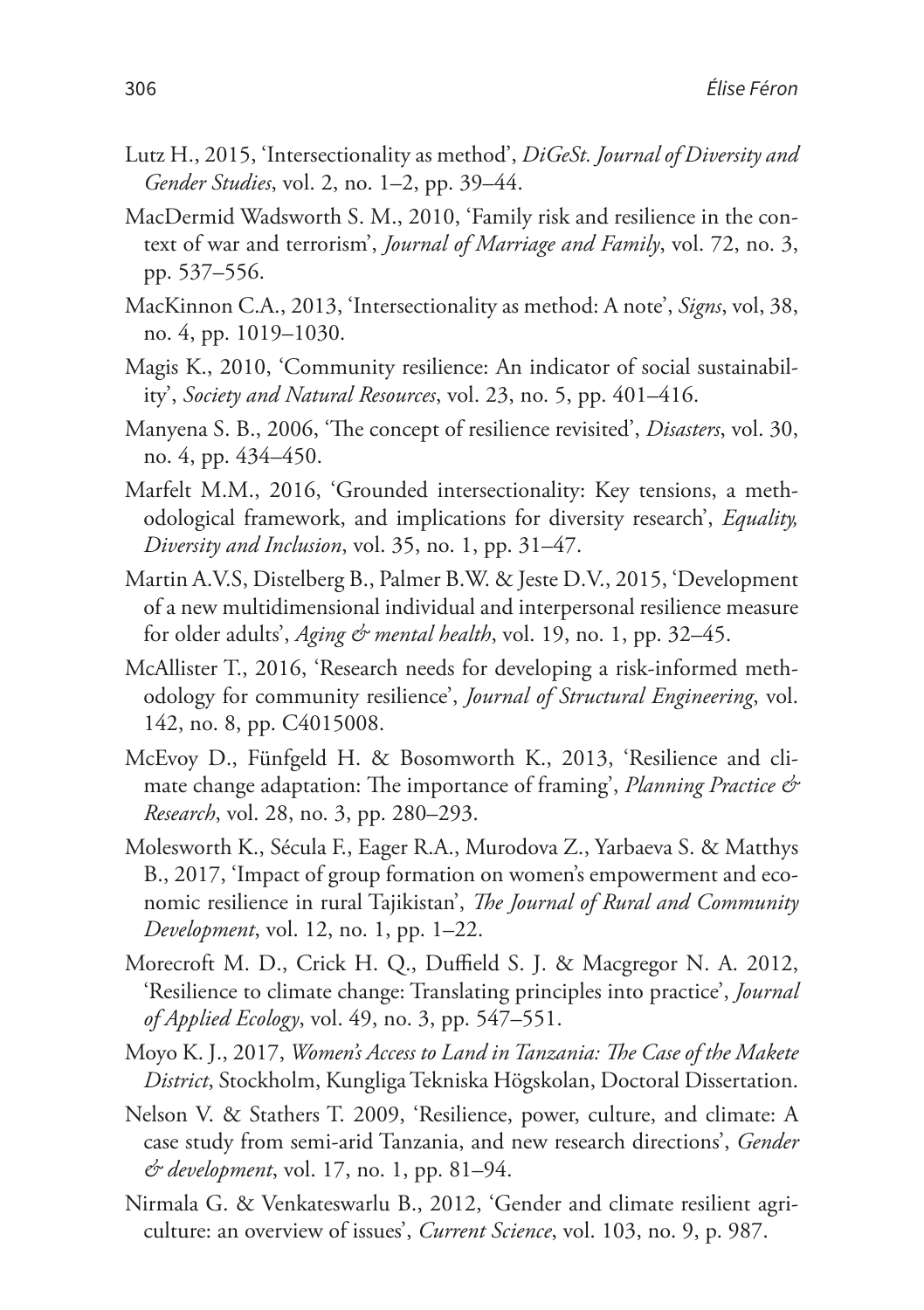Lutz H., 2015, 'Intersectionality as method', *DiGeSt. Journal of Diversity and Gender Studies*, vol. 2, no. 1–2, pp. 39–44.

MacDermid Wadsworth S. M., 2010, 'Family risk and resilience in the context of war and terrorism', *Journal of Marriage and Family*, vol. 72, no. 3, pp. 537–556.

MacKinnon C.A., 2013, 'Intersectionality as method: A note', *Signs*, vol, 38, no. 4, pp. 1019–1030.

Magis K., 2010, 'Community resilience: An indicator of social sustainability', *Society and Natural Resources*, vol. 23, no. 5, pp. 401–416.

Manyena S. B., 2006, 'The concept of resilience revisited', *Disasters*, vol. 30, no. 4, pp. 434–450.

Marfelt M.M., 2016, 'Grounded intersectionality: Key tensions, a methodological framework, and implications for diversity research', *Equality, Diversity and Inclusion*, vol. 35, no. 1, pp. 31–47.

Martin A.V.S, Distelberg B., Palmer B.W. & Jeste D.V., 2015, 'Development of a new multidimensional individual and interpersonal resilience measure for older adults', *Aging & mental health*, vol. 19, no. 1, pp. 32–45.

McAllister T., 2016, 'Research needs for developing a risk-informed methodology for community resilience', *Journal of Structural Engineering*, vol. 142, no. 8, pp. C4015008.

McEvoy D., Fünfgeld H. & Bosomworth K., 2013, 'Resilience and climate change adaptation: The importance of framing', *Planning Practice & Research*, vol. 28, no. 3, pp. 280–293.

Molesworth K., Sécula F., Eager R.A., Murodova Z., Yarbaeva S. & Matthys B., 2017, 'Impact of group formation on women's empowerment and economic resilience in rural Tajikistan', *The Journal of Rural and Community Development*, vol. 12, no. 1, pp. 1–22.

Morecroft M. D., Crick H. Q., Duffield S. J. & Macgregor N. A. 2012, 'Resilience to climate change: Translating principles into practice', *Journal of Applied Ecology*, vol. 49, no. 3, pp. 547–551.

Moyo K. J., 2017, *Women's Access to Land in Tanzania: The Case of the Makete District*, Stockholm, Kungliga Tekniska Högskolan, Doctoral Dissertation.

Nelson V. & Stathers T. 2009, 'Resilience, power, culture, and climate: A case study from semi-arid Tanzania, and new research directions', *Gender & development*, vol. 17, no. 1, pp. 81–94.

Nirmala G. & Venkateswarlu B., 2012, 'Gender and climate resilient agriculture: an overview of issues', *Current Science*, vol. 103, no. 9, p. 987.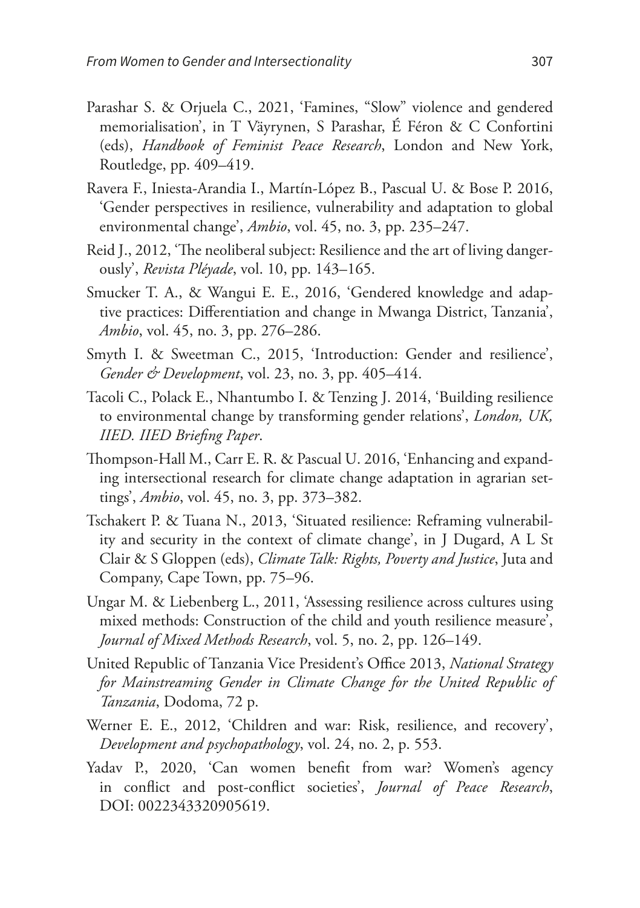Parashar S. & Orjuela C., 2021, 'Famines, "Slow" violence and gendered memorialisation', in T Väyrynen, S Parashar, É Féron & C Confortini (eds), *Handbook of Feminist Peace Research*, London and New York, Routledge, pp. 409–419.

Ravera F., Iniesta-Arandia I., Martín-López B., Pascual U. & Bose P. 2016, 'Gender perspectives in resilience, vulnerability and adaptation to global environmental change', *Ambio*, vol. 45, no. 3, pp. 235–247.

Reid J., 2012, 'The neoliberal subject: Resilience and the art of living dangerously', *Revista Pléyade*, vol. 10, pp. 143–165.

Smucker T. A., & Wangui E. E., 2016, 'Gendered knowledge and adaptive practices: Differentiation and change in Mwanga District, Tanzania', *Ambio*, vol. 45, no. 3, pp. 276–286.

Smyth I. & Sweetman C., 2015, 'Introduction: Gender and resilience', *Gender & Development*, vol. 23, no. 3, pp. 405–414.

Tacoli C., Polack E., Nhantumbo I. & Tenzing J. 2014, 'Building resilience to environmental change by transforming gender relations', *London, UK, IIED. IIED Briefing Paper*.

Thompson-Hall M., Carr E. R. & Pascual U. 2016, 'Enhancing and expanding intersectional research for climate change adaptation in agrarian settings', *Ambio*, vol. 45, no. 3, pp. 373–382.

Tschakert P. & Tuana N., 2013, 'Situated resilience: Reframing vulnerability and security in the context of climate change', in J Dugard, A L St Clair & S Gloppen (eds), *Climate Talk: Rights, Poverty and Justice*, Juta and Company, Cape Town, pp. 75–96.

Ungar M. & Liebenberg L., 2011, 'Assessing resilience across cultures using mixed methods: Construction of the child and youth resilience measure', *Journal of Mixed Methods Research*, vol. 5, no. 2, pp. 126–149.

United Republic of Tanzania Vice President's Office 2013, *National Strategy for Mainstreaming Gender in Climate Change for the United Republic of Tanzania*, Dodoma, 72 p.

Werner E. E., 2012, 'Children and war: Risk, resilience, and recovery', *Development and psychopathology*, vol. 24, no. 2, p. 553.

Yadav P., 2020, 'Can women benefit from war? Women's agency in conflict and post-conflict societies', *Journal of Peace Research*, DOI: 0022343320905619.